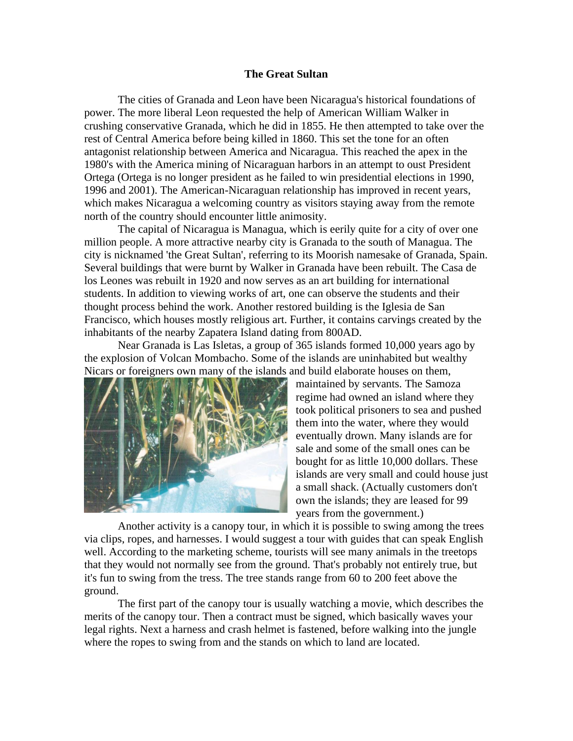**The Great Sultan**

The cities of Granada and Leon have been Nicaragua's historical foundations of power. The more liberal Leon requested the help of American William Walker in crushing conservative Granada, which he did in 1855. He then attempted to take over the rest of Central America before being killed in 1860. This set the tone for an often antagonist relationship between America and Nicaragua. This reached the apex in the 1980's with the America mining of Nicaraguan harbors in an attempt to oust President Ortega (Ortega is no longer president as he failed to win presidential elections in 1990, 1996 and 2001). The American-Nicaraguan relationship has improved in recent years, which makes Nicaragua a welcoming country as visitors staying away from the remote north of the country should encounter little animosity.

The capital of Nicaragua is Managua, which is eerily quite for a city of over one million people. A more attractive nearby city is Granada to the south of Managua. The city is nicknamed 'the Great Sultan', referring to its Moorish namesake of Granada, Spain. Several buildings that were burnt by Walker in Granada have been rebuilt. The Casa de los Leones was rebuilt in 1920 and now serves as an art building for international students. In addition to viewing works of art, one can observe the students and their thought process behind the work. Another restored building is the Iglesia de San Francisco, which houses mostly religious art. Further, it contains carvings created by the inhabitants of the nearby Zapatera Island dating from 800AD.

Near Granada is Las Isletas, a group of 365 islands formed 10,000 years ago by the explosion of Volcan Mombacho. Some of the islands are uninhabited but wealthy Nicars or foreigners own many of the islands and build elaborate houses on them, maintained by servants. The Samoza regime had owned an island where they took political prisoners to sea and pushed them into the water, where they would eventually drown. Many islands are for sale and some of the small ones can be bought for as little 10,000 dollars. These islands are very small and could house just a small shack. (Actually customers don't own the islands; they are leased for 99 years from the government.)

Another activity is a canopy tour, in which it is possible to swing among the trees via clips, ropes, and harnesses. I would suggest a tour with guides that can speak English well. According to the marketing scheme, tourists will see many animals in the treetops that they would not normally see from the ground. That's probably not entirely true, but it's fun to swing from the tress. The tree stands range from 60 to 200 feet above the ground.

The first part of the canopy tour is usually watching a movie, which describes the merits of the canopy tour. Then a contract must be signed, which basically waves your legal rights. Next a harness and crash helmet is fastened, before walking into the jungle where the ropes to swing from and the stands on which to land are located.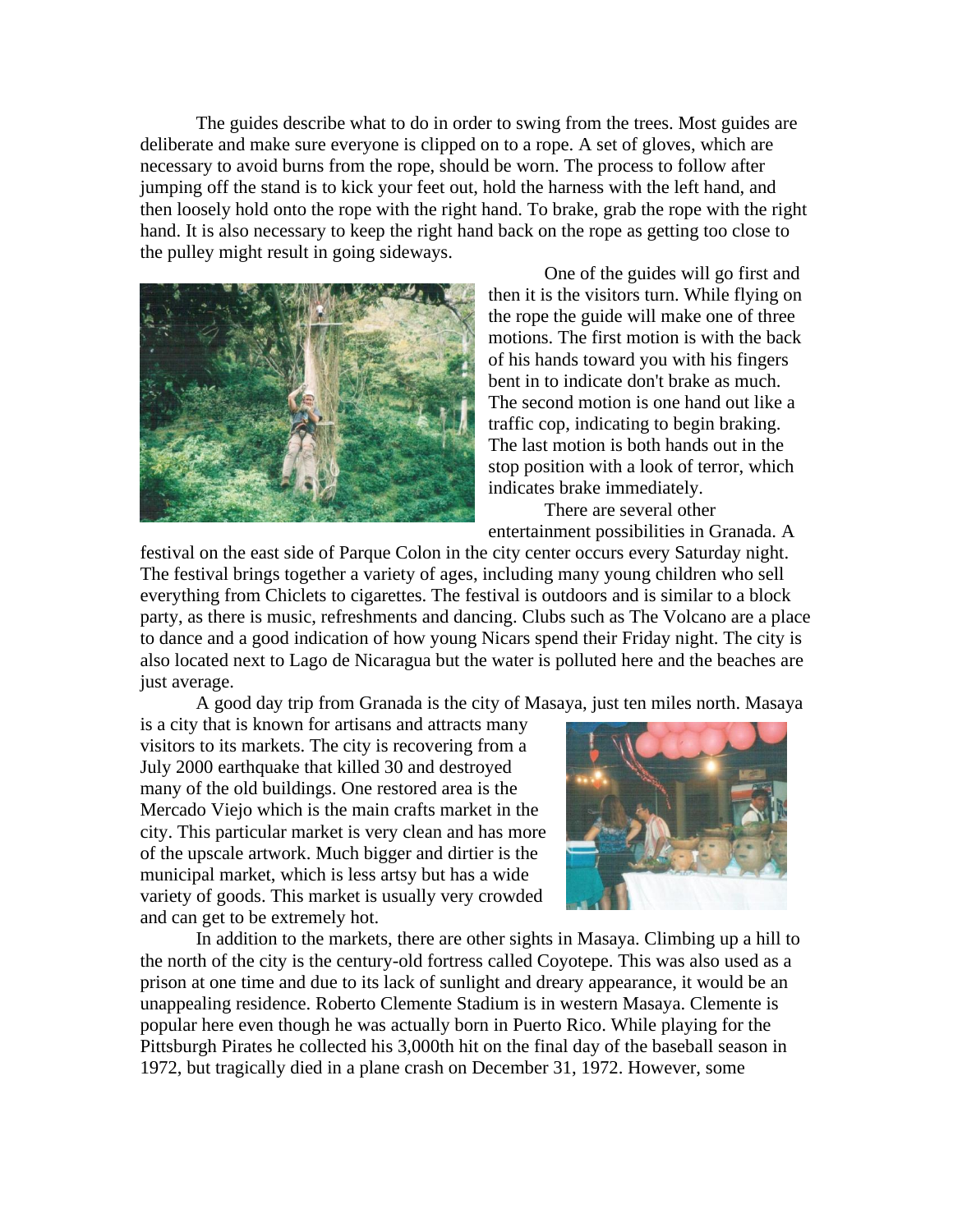The guides describe what to do in order to swing from the trees. Most guides are deliberate and make sure everyone is clipped on to a rope. A set of gloves, which are necessary to avoid burns from the rope, should be worn. The process to follow after jumping off the stand is to kick your feet out, hold the harness with the left hand, and then loosely hold onto the rope with the right hand. To brake, grab the rope with the right hand. It is also necessary to keep the right hand back on the rope as getting too close to the pulley might result in going sideways.

One of the guides will go first and then it is the visitors turn. While flying on the rope the guide will make one of three motions. The first motion is with the back of his hands toward you with his fingers bent in to indicate don't brake as much. The second motion is one hand out like a traffic cop, indicating to begin braking. The last motion is both hands out in the stop position with a look of terror, which indicates brake immediately.

There are several other entertainment possibilities in Granada. A festival on the east side of Parque Colon in the city center occurs every Saturday night. The festival brings together a variety of ages, including many young children who sell everything from Chiclets to cigarettes. The festival is outdoors and is similar to a block party, as there is music, refreshments and dancing. Clubs such as The Volcano are a place to dance and a good indication of how young Nicars spend their Friday night. The city is also located next to Lago de Nicaragua but the water is polluted here and the beaches are just average.

A good day trip from Granada is the city of Masaya, just ten miles north. Masaya is a city that is known for artisans and attracts many visitors to its markets. The city is recovering from a July 2000 earthquake that killed 30 and destroyed many of the old buildings. One restored area is the Mercado Viejo which is the main crafts market in the city. This particular market is very clean and has more of the upscale artwork. Much bigger and dirtier is the municipal market, which is less artsy but has a wide variety of goods. This market is usually very crowded and can get to be extremely hot.

In addition to the markets, there are other sights in Masaya. Climbing up a hill to the north of the city is the century-old fortress called Coyotepe. This was also used as a prison at one time and due to its lack of sunlight and dreary appearance, it would be an unappealing residence. Roberto Clemente Stadium is in western Masaya. Clemente is popular here even though he was actually born in Puerto Rico. While playing for the Pittsburgh Pirates he collected his 3,000th hit on the final day of the baseball season in 1972, but tragically died in a plane crash on December 31, 1972. However, some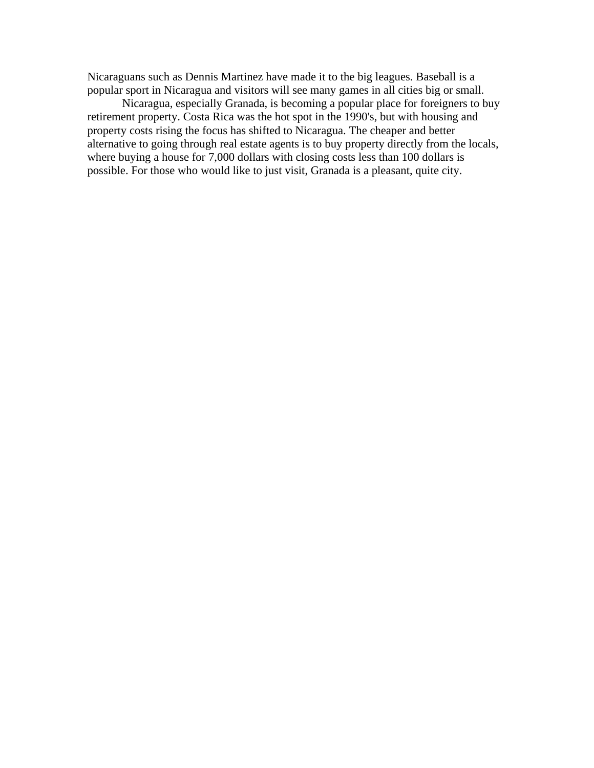Nicaraguans such as Dennis Martinez have made it to the big leagues. Baseball is a popular sport in Nicaragua and visitors will see many games in all cities big or small.

Nicaragua, especially Granada, is becoming a popular place for foreigners to buy retirement property. Costa Rica was the hot spot in the 1990's, but with housing and property costs rising the focus has shifted to Nicaragua. The cheaper and better alternative to going through real estate agents is to buy property directly from the locals, where buying a house for 7,000 dollars with closing costs less than 100 dollars is possible. For those who would like to just visit, Granada is a pleasant, quite city.